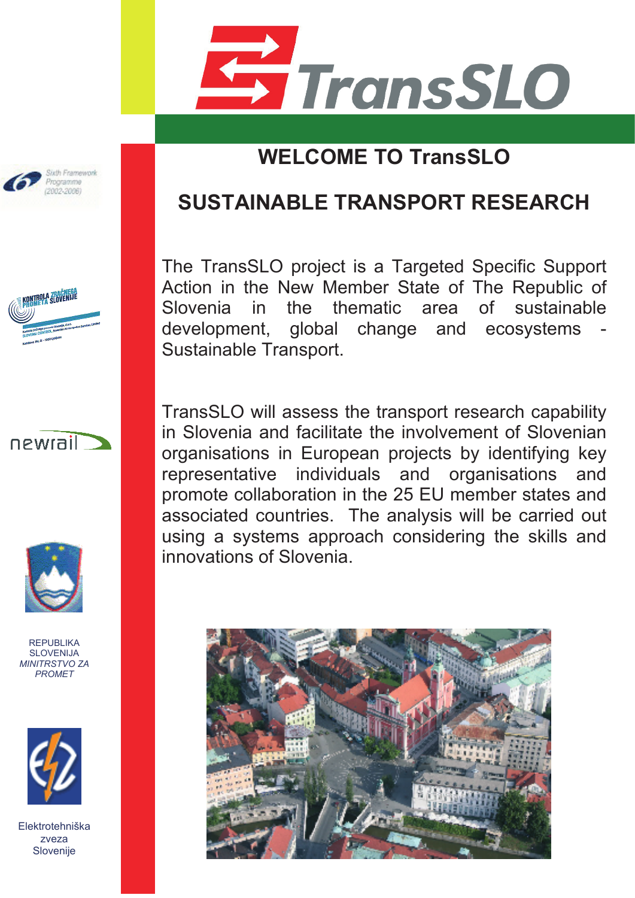# TransSLO

## WELCOME TO TransSLO

## SUSTAINABLE TRANSPORT RESEARCH

The TransSLO project is a Targeted Specific Support Action in the New Member State of The Republic of Slovenia in the thematic area of sustainable development, global change and ecosystems - Sustainable Transport.

TransSLO will assess the transport research capability in Slovenia and facilitate the involvement of Slovenian organisations in European projects by identifying key representative individuals and organisations and promote collaboration in the 25 EU member states and associated countries. The analysis will be carried out using a systems approach considering the skills and innovations of Slovenia.

Sixth Framework Programme (2002-2006)

KONTROLA ZRAČNEGA PROMETA SLOVENIJE

newrail

REPUBLIKA SLOVENIJA
*MINITRSTVO ZA PROMET*

Elektrotehniška zveza Slovenije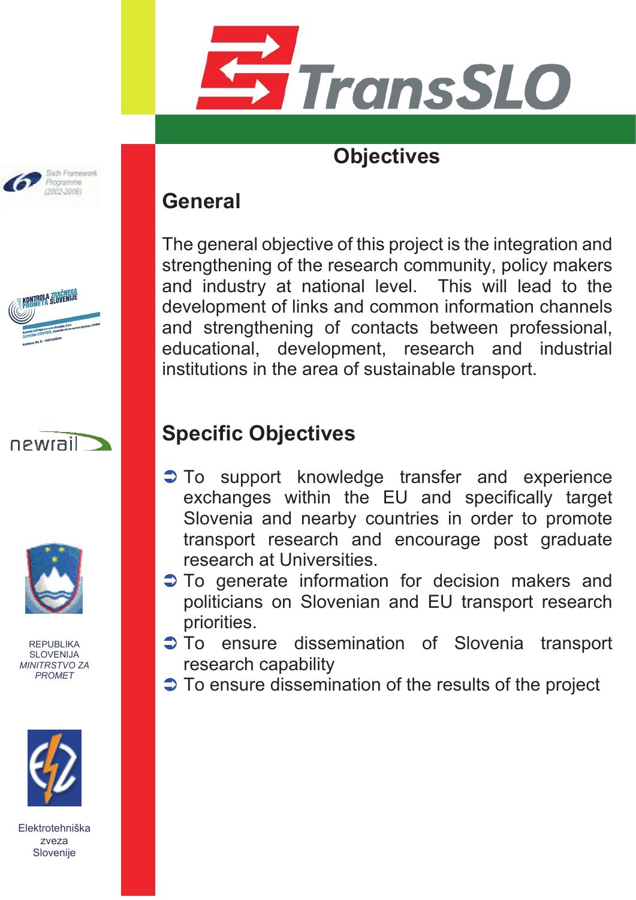# TransSLO

## Objectives

### General

The general objective of this project is the integration and strengthening of the research community, policy makers and industry at national level. This will lead to the development of links and common information channels and strengthening of contacts between professional, educational, development, research and industrial institutions in the area of sustainable transport.

### Specific Objectives

- To support knowledge transfer and experience exchanges within the EU and specifically target Slovenia and nearby countries in order to promote transport research and encourage post graduate research at Universities.
- To generate information for decision makers and politicians on Slovenian and EU transport research priorities.
- To ensure dissemination of Slovenia transport research capability
- To ensure dissemination of the results of the project

Sixth Framework Programme (2002-2006)

KONTROLA ZRAČNEGA PROMETA SLOVENIJE

newrail

REPUBLIKA SLOVENIJA
*MINITRSTVO ZA PROMET*

Elektrotehniška zveza Slovenije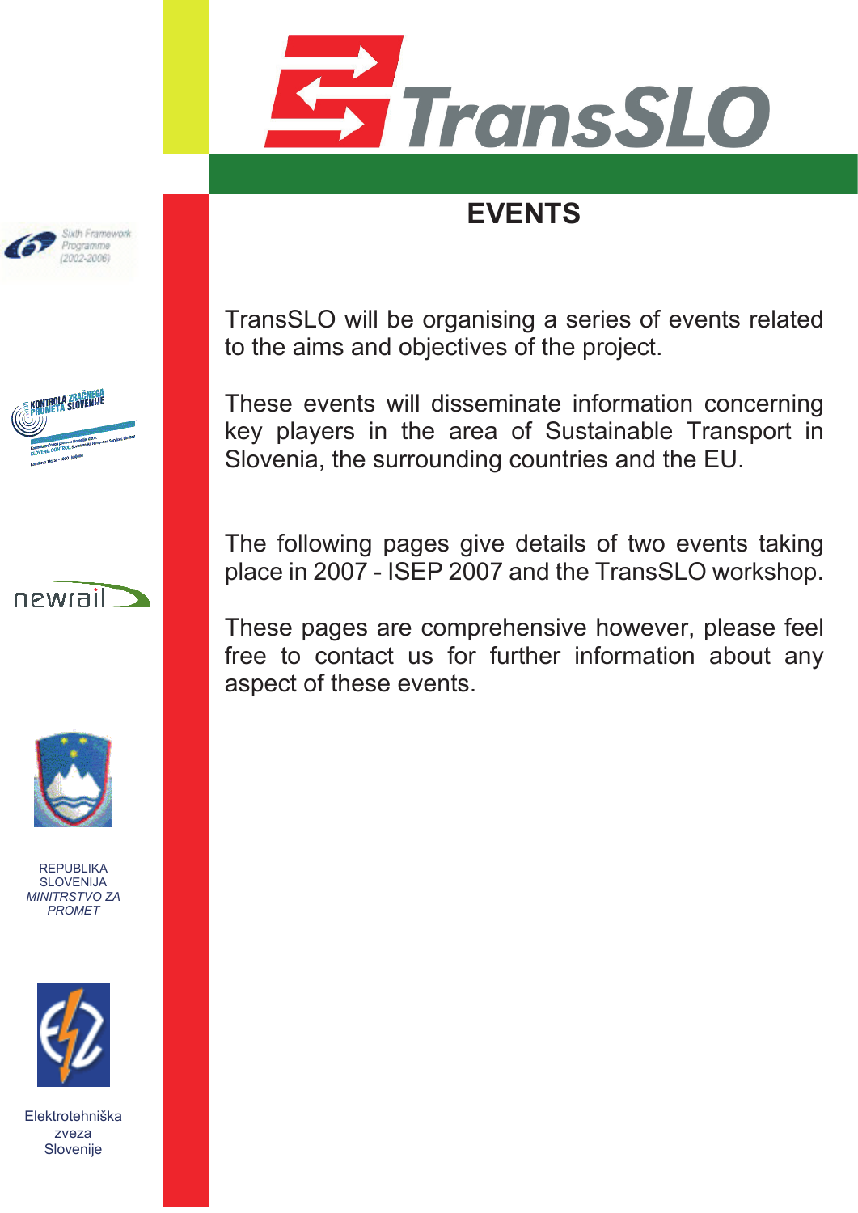# EVENTS

TransSLO will be organising a series of events related to the aims and objectives of the project.

These events will disseminate information concerning key players in the area of Sustainable Transport in Slovenia, the surrounding countries and the EU.

The following pages give details of two events taking place in 2007 - ISEP 2007 and the TransSLO workshop.

These pages are comprehensive however, please feel free to contact us for further information about any aspect of these events.

REPUBLIKA SLOVENIJA
*MINITRSTVO ZA PROMET*

Elektrotehniška zveza Slovenije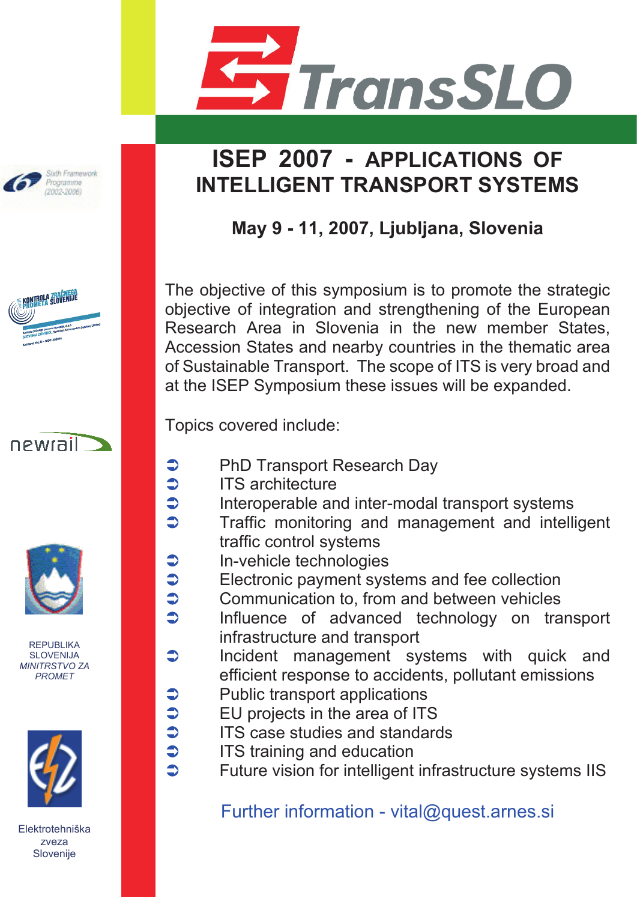# TransSLO

## ISEP 2007 - APPLICATIONS OF INTELLIGENT TRANSPORT SYSTEMS

**May 9 - 11, 2007, Ljubljana, Slovenia**

The objective of this symposium is to promote the strategic objective of integration and strengthening of the European Research Area in Slovenia in the new member States, Accession States and nearby countries in the thematic area of Sustainable Transport. The scope of ITS is very broad and at the ISEP Symposium these issues will be expanded.

Topics covered include:

- PhD Transport Research Day
- ITS architecture
- Interoperable and inter-modal transport systems
- Traffic monitoring and management and intelligent traffic control systems
- In-vehicle technologies
- Electronic payment systems and fee collection
- Communication to, from and between vehicles
- Influence of advanced technology on transport infrastructure and transport
- Incident management systems with quick and efficient response to accidents, pollutant emissions
- Public transport applications
- EU projects in the area of ITS
- ITS case studies and standards
- ITS training and education
- Future vision for intelligent infrastructure systems IIS

Further information - vital@quest.arnes.si

Sixth Framework Programme (2002-2006)

KONTROLA ZRAČNEGA PROMETA SLOVENIJE

newrail

REPUBLIKA SLOVENIJA
*MINITRSTVO ZA PROMET*

Elektrotehniška zveza Slovenije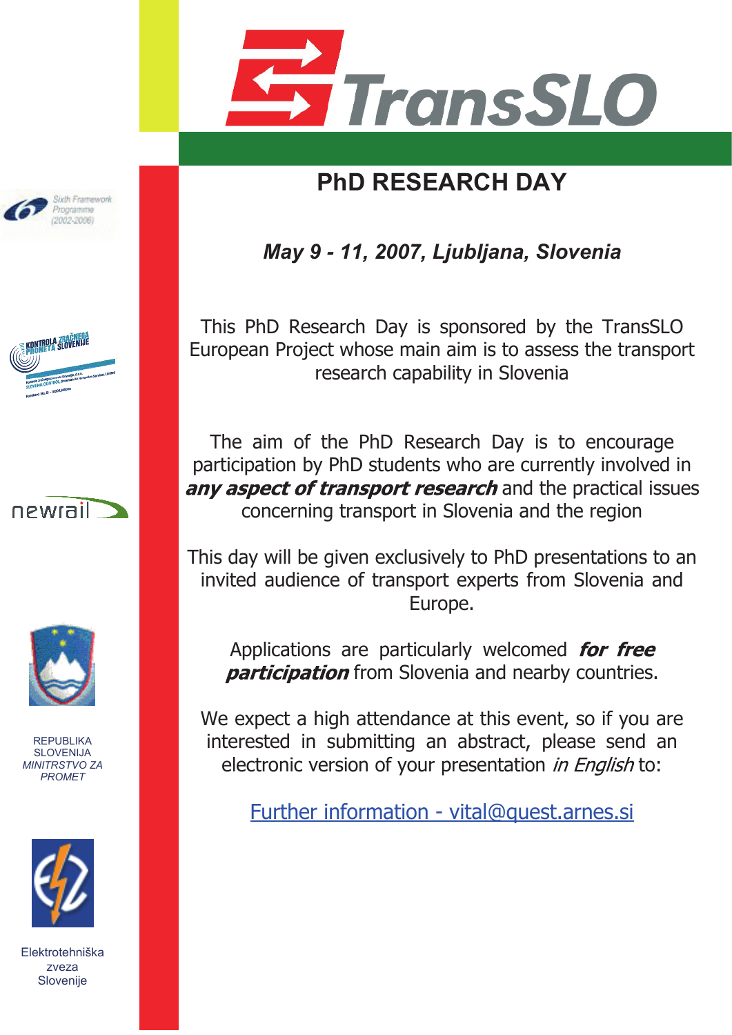# TransSLO

## PhD RESEARCH DAY

***May 9 - 11, 2007, Ljubljana, Slovenia***

This PhD Research Day is sponsored by the TransSLO European Project whose main aim is to assess the transport research capability in Slovenia

The aim of the PhD Research Day is to encourage participation by PhD students who are currently involved in ***any aspect of transport research*** and the practical issues concerning transport in Slovenia and the region

This day will be given exclusively to PhD presentations to an invited audience of transport experts from Slovenia and Europe.

Applications are particularly welcomed ***for free participation*** from Slovenia and nearby countries.

We expect a high attendance at this event, so if you are interested in submitting an abstract, please send an electronic version of your presentation *in English* to:

Further information - vital@quest.arnes.si

Sixth Framework Programme (2002-2006)

KONTROLA ZRAČNEGA PROMETA SLOVENIJE

newrail

REPUBLIKA SLOVENIJA
*MINITRSTVO ZA PROMET*

Elektrotehniška zveza Slovenije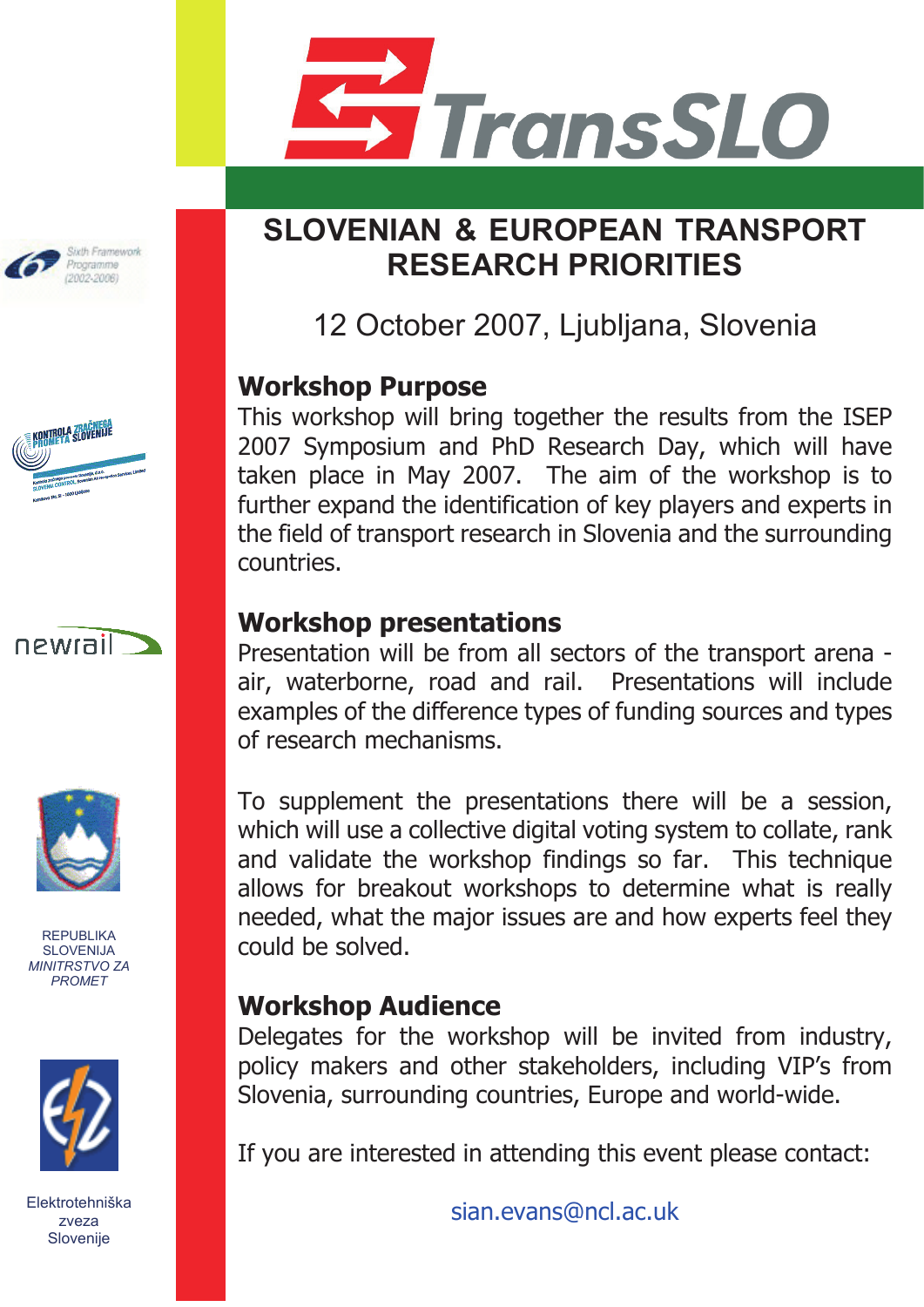TransSLO

# SLOVENIAN & EUROPEAN TRANSPORT RESEARCH PRIORITIES

12 October 2007, Ljubljana, Slovenia

## Workshop Purpose

This workshop will bring together the results from the ISEP 2007 Symposium and PhD Research Day, which will have taken place in May 2007. The aim of the workshop is to further expand the identification of key players and experts in the field of transport research in Slovenia and the surrounding countries.

## Workshop presentations

Presentation will be from all sectors of the transport arena - air, waterborne, road and rail. Presentations will include examples of the difference types of funding sources and types of research mechanisms.

To supplement the presentations there will be a session, which will use a collective digital voting system to collate, rank and validate the workshop findings so far. This technique allows for breakout workshops to determine what is really needed, what the major issues are and how experts feel they could be solved.

## Workshop Audience

Delegates for the workshop will be invited from industry, policy makers and other stakeholders, including VIP's from Slovenia, surrounding countries, Europe and world-wide.

If you are interested in attending this event please contact:

sian.evans@ncl.ac.uk

Sixth Framework Programme (2002-2006)

KONTROLA ZRAČNEGA PROMETA SLOVENIJE

newrail

REPUBLIKA SLOVENIJA
*MINITRSTVO ZA PROMET*

Elektrotehniška zveza Slovenije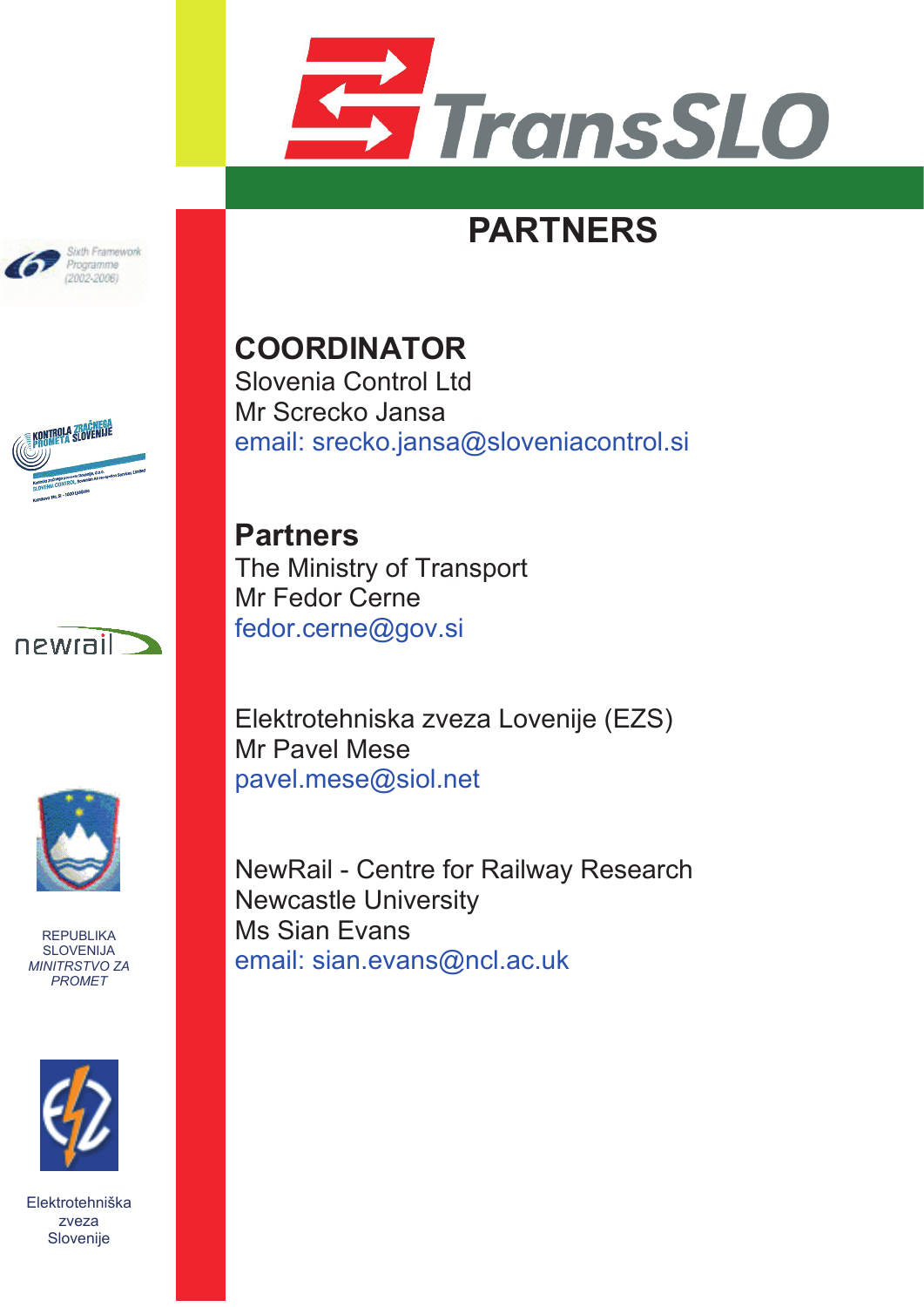TransSLO

# PARTNERS

Sixth Framework Programme (2002-2006)

## COORDINATOR

Slovenia Control Ltd
Mr Screcko Jansa
email: srecko.jansa@sloveniacontrol.si

## Partners

The Ministry of Transport
Mr Fedor Cerne
fedor.cerne@gov.si

Elektrotehniska zveza Lovenije (EZS)
Mr Pavel Mese
pavel.mese@siol.net

NewRail - Centre for Railway Research
Newcastle University
Ms Sian Evans
email: sian.evans@ncl.ac.uk

newrail

REPUBLIKA SLOVENIJA
*MINITRSTVO ZA PROMET*

Elektrotehniška zveza Slovenije